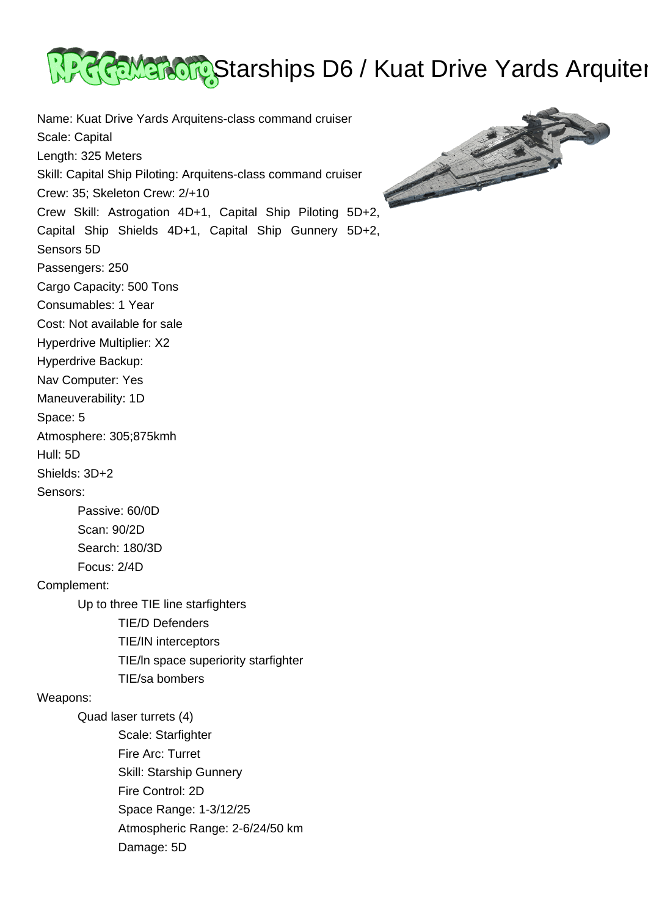# Starships D6 / Kuat Drive Yards Arquiter

Name: Kuat Drive Yards Arquitens-class command cruiser
Scale: Capital
Length: 325 Meters
Skill: Capital Ship Piloting: Arquitens-class command cruiser
Crew: 35; Skeleton Crew: 2/+10
Crew Skill: Astrogation 4D+1, Capital Ship Piloting 5D+2, Capital Ship Shields 4D+1, Capital Ship Gunnery 5D+2, Sensors 5D
Passengers: 250
Cargo Capacity: 500 Tons
Consumables: 1 Year
Cost: Not available for sale
Hyperdrive Multiplier: X2
Hyperdrive Backup:
Nav Computer: Yes
Maneuverability: 1D
Space: 5
Atmosphere: 305;875kmh
Hull: 5D
Shields: 3D+2
Sensors:

- Passive: 60/0D
- Scan: 90/2D
- Search: 180/3D
- Focus: 2/4D

Complement:

- Up to three TIE line starfighters
  - TIE/D Defenders
  - TIE/IN interceptors
  - TIE/ln space superiority starfighter
  - TIE/sa bombers

Weapons:

- Quad laser turrets (4)
  - Scale: Starfighter
  - Fire Arc: Turret
  - Skill: Starship Gunnery
  - Fire Control: 2D
  - Space Range: 1-3/12/25
  - Atmospheric Range: 2-6/24/50 km
  - Damage: 5D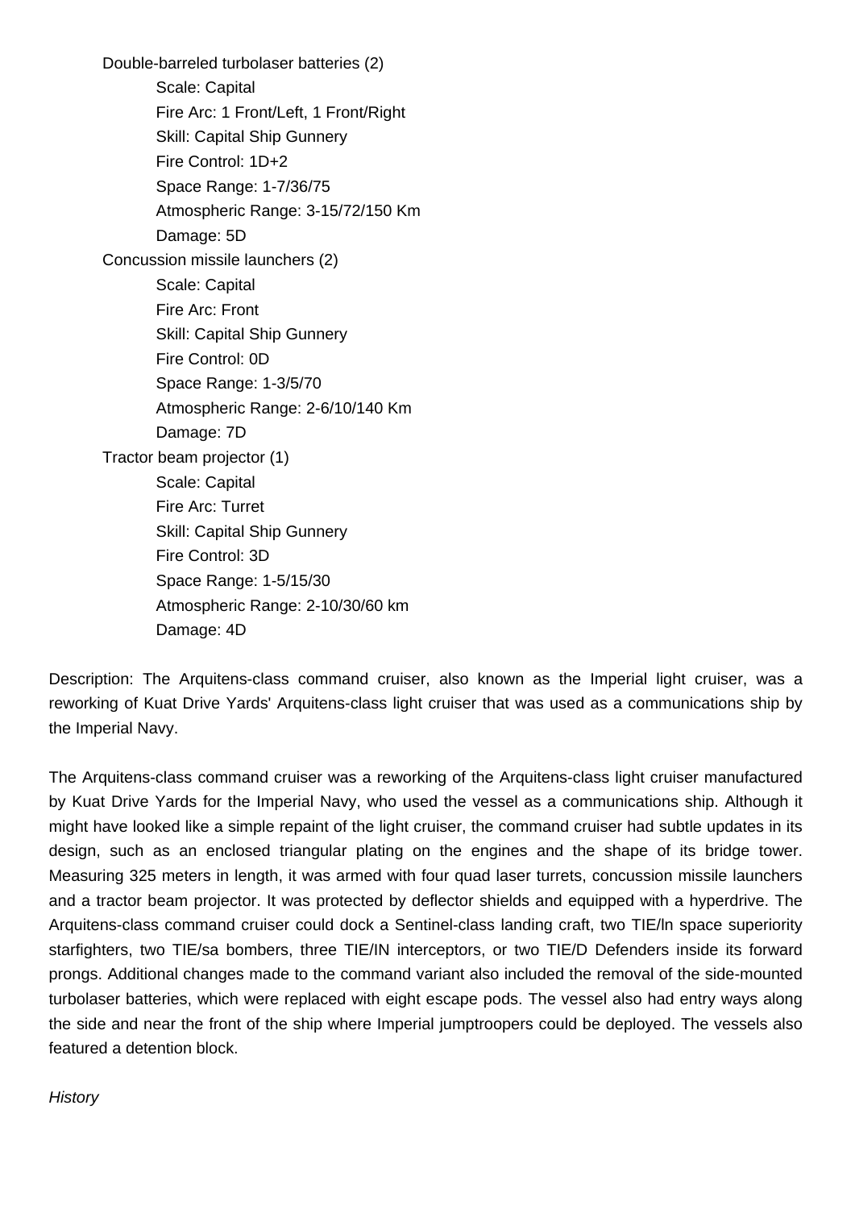Double-barreled turbolaser batteries (2)
  - Scale: Capital
  - Fire Arc: 1 Front/Left, 1 Front/Right
  - Skill: Capital Ship Gunnery
  - Fire Control: 1D+2
  - Space Range: 1-7/36/75
  - Atmospheric Range: 3-15/72/150 Km
  - Damage: 5D

Concussion missile launchers (2)
  - Scale: Capital
  - Fire Arc: Front
  - Skill: Capital Ship Gunnery
  - Fire Control: 0D
  - Space Range: 1-3/5/70
  - Atmospheric Range: 2-6/10/140 Km
  - Damage: 7D

Tractor beam projector (1)
  - Scale: Capital
  - Fire Arc: Turret
  - Skill: Capital Ship Gunnery
  - Fire Control: 3D
  - Space Range: 1-5/15/30
  - Atmospheric Range: 2-10/30/60 km
  - Damage: 4D

Description: The Arquitens-class command cruiser, also known as the Imperial light cruiser, was a reworking of Kuat Drive Yards' Arquitens-class light cruiser that was used as a communications ship by the Imperial Navy.

The Arquitens-class command cruiser was a reworking of the Arquitens-class light cruiser manufactured by Kuat Drive Yards for the Imperial Navy, who used the vessel as a communications ship. Although it might have looked like a simple repaint of the light cruiser, the command cruiser had subtle updates in its design, such as an enclosed triangular plating on the engines and the shape of its bridge tower. Measuring 325 meters in length, it was armed with four quad laser turrets, concussion missile launchers and a tractor beam projector. It was protected by deflector shields and equipped with a hyperdrive. The Arquitens-class command cruiser could dock a Sentinel-class landing craft, two TIE/ln space superiority starfighters, two TIE/sa bombers, three TIE/IN interceptors, or two TIE/D Defenders inside its forward prongs. Additional changes made to the command variant also included the removal of the side-mounted turbolaser batteries, which were replaced with eight escape pods. The vessel also had entry ways along the side and near the front of the ship where Imperial jumptroopers could be deployed. The vessels also featured a detention block.

*History*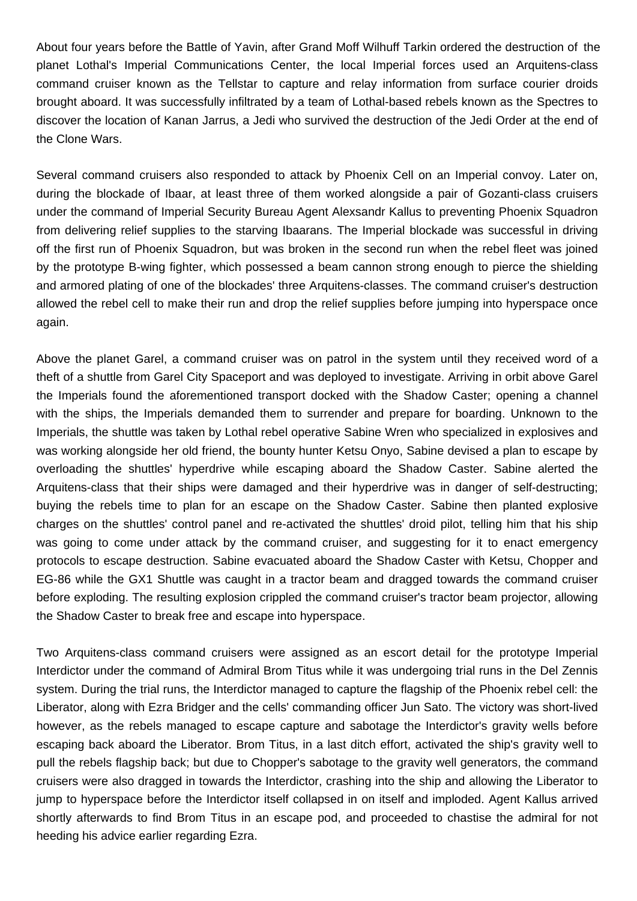About four years before the Battle of Yavin, after Grand Moff Wilhuff Tarkin ordered the destruction of the planet Lothal's Imperial Communications Center, the local Imperial forces used an Arquitens-class command cruiser known as the Tellstar to capture and relay information from surface courier droids brought aboard. It was successfully infiltrated by a team of Lothal-based rebels known as the Spectres to discover the location of Kanan Jarrus, a Jedi who survived the destruction of the Jedi Order at the end of the Clone Wars.

Several command cruisers also responded to attack by Phoenix Cell on an Imperial convoy. Later on, during the blockade of Ibaar, at least three of them worked alongside a pair of Gozanti-class cruisers under the command of Imperial Security Bureau Agent Alexsandr Kallus to preventing Phoenix Squadron from delivering relief supplies to the starving Ibaarans. The Imperial blockade was successful in driving off the first run of Phoenix Squadron, but was broken in the second run when the rebel fleet was joined by the prototype B-wing fighter, which possessed a beam cannon strong enough to pierce the shielding and armored plating of one of the blockades' three Arquitens-classes. The command cruiser's destruction allowed the rebel cell to make their run and drop the relief supplies before jumping into hyperspace once again.

Above the planet Garel, a command cruiser was on patrol in the system until they received word of a theft of a shuttle from Garel City Spaceport and was deployed to investigate. Arriving in orbit above Garel the Imperials found the aforementioned transport docked with the Shadow Caster; opening a channel with the ships, the Imperials demanded them to surrender and prepare for boarding. Unknown to the Imperials, the shuttle was taken by Lothal rebel operative Sabine Wren who specialized in explosives and was working alongside her old friend, the bounty hunter Ketsu Onyo, Sabine devised a plan to escape by overloading the shuttles' hyperdrive while escaping aboard the Shadow Caster. Sabine alerted the Arquitens-class that their ships were damaged and their hyperdrive was in danger of self-destructing; buying the rebels time to plan for an escape on the Shadow Caster. Sabine then planted explosive charges on the shuttles' control panel and re-activated the shuttles' droid pilot, telling him that his ship was going to come under attack by the command cruiser, and suggesting for it to enact emergency protocols to escape destruction. Sabine evacuated aboard the Shadow Caster with Ketsu, Chopper and EG-86 while the GX1 Shuttle was caught in a tractor beam and dragged towards the command cruiser before exploding. The resulting explosion crippled the command cruiser's tractor beam projector, allowing the Shadow Caster to break free and escape into hyperspace.

Two Arquitens-class command cruisers were assigned as an escort detail for the prototype Imperial Interdictor under the command of Admiral Brom Titus while it was undergoing trial runs in the Del Zennis system. During the trial runs, the Interdictor managed to capture the flagship of the Phoenix rebel cell: the Liberator, along with Ezra Bridger and the cells' commanding officer Jun Sato. The victory was short-lived however, as the rebels managed to escape capture and sabotage the Interdictor's gravity wells before escaping back aboard the Liberator. Brom Titus, in a last ditch effort, activated the ship's gravity well to pull the rebels flagship back; but due to Chopper's sabotage to the gravity well generators, the command cruisers were also dragged in towards the Interdictor, crashing into the ship and allowing the Liberator to jump to hyperspace before the Interdictor itself collapsed in on itself and imploded. Agent Kallus arrived shortly afterwards to find Brom Titus in an escape pod, and proceeded to chastise the admiral for not heeding his advice earlier regarding Ezra.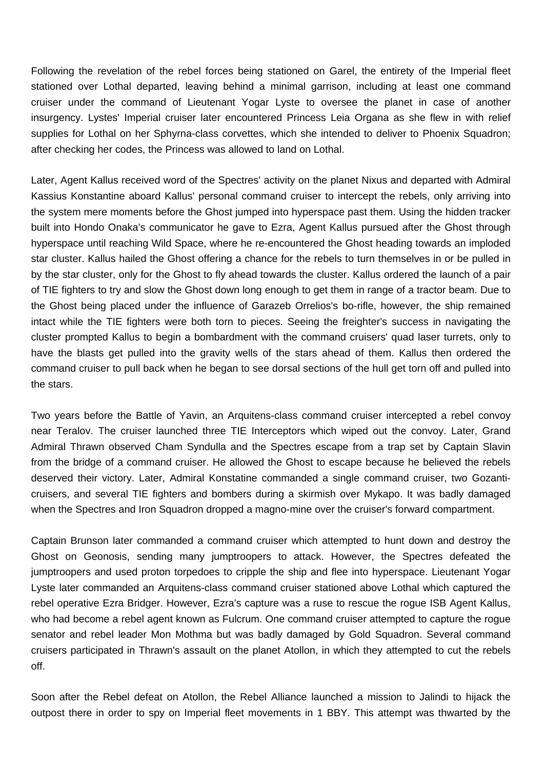Following the revelation of the rebel forces being stationed on Garel, the entirety of the Imperial fleet stationed over Lothal departed, leaving behind a minimal garrison, including at least one command cruiser under the command of Lieutenant Yogar Lyste to oversee the planet in case of another insurgency. Lystes' Imperial cruiser later encountered Princess Leia Organa as she flew in with relief supplies for Lothal on her Sphyrna-class corvettes, which she intended to deliver to Phoenix Squadron; after checking her codes, the Princess was allowed to land on Lothal.

Later, Agent Kallus received word of the Spectres' activity on the planet Nixus and departed with Admiral Kassius Konstantine aboard Kallus' personal command cruiser to intercept the rebels, only arriving into the system mere moments before the Ghost jumped into hyperspace past them. Using the hidden tracker built into Hondo Onaka's communicator he gave to Ezra, Agent Kallus pursued after the Ghost through hyperspace until reaching Wild Space, where he re-encountered the Ghost heading towards an imploded star cluster. Kallus hailed the Ghost offering a chance for the rebels to turn themselves in or be pulled in by the star cluster, only for the Ghost to fly ahead towards the cluster. Kallus ordered the launch of a pair of TIE fighters to try and slow the Ghost down long enough to get them in range of a tractor beam. Due to the Ghost being placed under the influence of Garazeb Orrelios's bo-rifle, however, the ship remained intact while the TIE fighters were both torn to pieces. Seeing the freighter's success in navigating the cluster prompted Kallus to begin a bombardment with the command cruisers' quad laser turrets, only to have the blasts get pulled into the gravity wells of the stars ahead of them. Kallus then ordered the command cruiser to pull back when he began to see dorsal sections of the hull get torn off and pulled into the stars.

Two years before the Battle of Yavin, an Arquitens-class command cruiser intercepted a rebel convoy near Teralov. The cruiser launched three TIE Interceptors which wiped out the convoy. Later, Grand Admiral Thrawn observed Cham Syndulla and the Spectres escape from a trap set by Captain Slavin from the bridge of a command cruiser. He allowed the Ghost to escape because he believed the rebels deserved their victory. Later, Admiral Konstatine commanded a single command cruiser, two Gozanti-cruisers, and several TIE fighters and bombers during a skirmish over Mykapo. It was badly damaged when the Spectres and Iron Squadron dropped a magno-mine over the cruiser's forward compartment.

Captain Brunson later commanded a command cruiser which attempted to hunt down and destroy the Ghost on Geonosis, sending many jumptroopers to attack. However, the Spectres defeated the jumptroopers and used proton torpedoes to cripple the ship and flee into hyperspace. Lieutenant Yogar Lyste later commanded an Arquitens-class command cruiser stationed above Lothal which captured the rebel operative Ezra Bridger. However, Ezra's capture was a ruse to rescue the rogue ISB Agent Kallus, who had become a rebel agent known as Fulcrum. One command cruiser attempted to capture the rogue senator and rebel leader Mon Mothma but was badly damaged by Gold Squadron. Several command cruisers participated in Thrawn's assault on the planet Atollon, in which they attempted to cut the rebels off.

Soon after the Rebel defeat on Atollon, the Rebel Alliance launched a mission to Jalindi to hijack the outpost there in order to spy on Imperial fleet movements in 1 BBY. This attempt was thwarted by the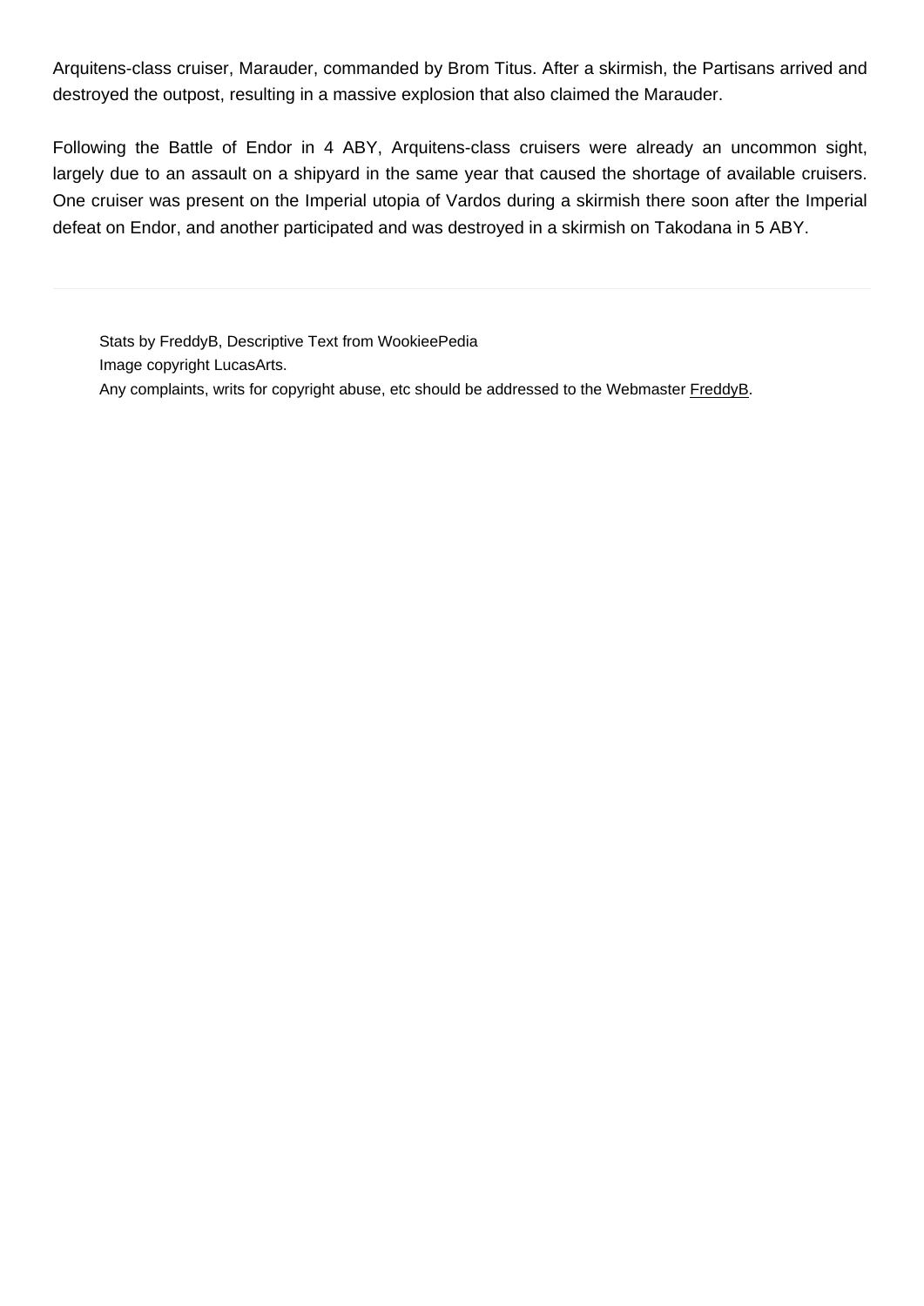Arquitens-class cruiser, Marauder, commanded by Brom Titus. After a skirmish, the Partisans arrived and destroyed the outpost, resulting in a massive explosion that also claimed the Marauder.

Following the Battle of Endor in 4 ABY, Arquitens-class cruisers were already an uncommon sight, largely due to an assault on a shipyard in the same year that caused the shortage of available cruisers. One cruiser was present on the Imperial utopia of Vardos during a skirmish there soon after the Imperial defeat on Endor, and another participated and was destroyed in a skirmish on Takodana in 5 ABY.

---

Stats by FreddyB, Descriptive Text from WookieePedia
Image copyright LucasArts.
Any complaints, writs for copyright abuse, etc should be addressed to the Webmaster FreddyB.